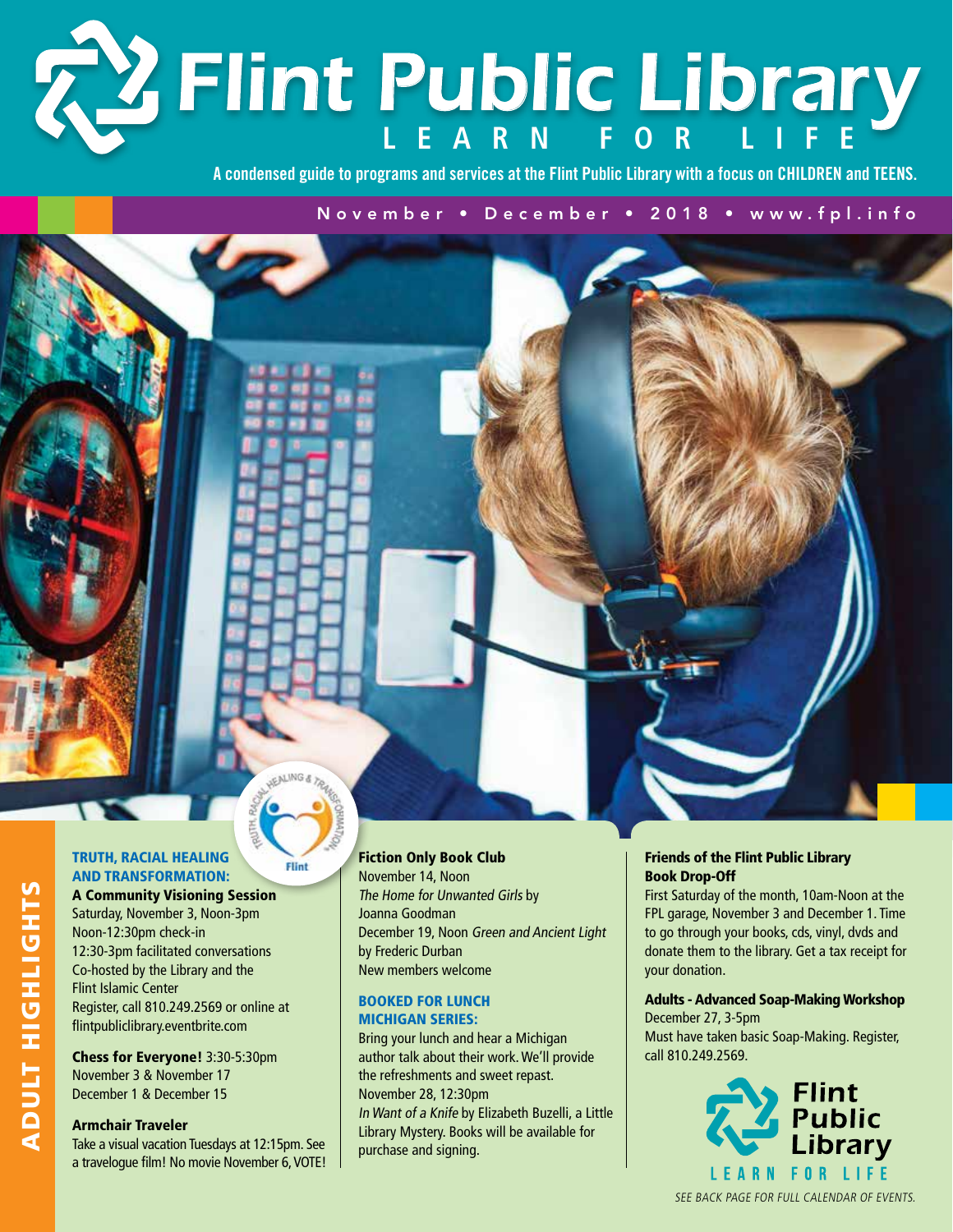# Flint Public Library

LEARN FOR LIFE

A condensed guide to programs and services at the Flint Public Library with a focus on **CHILDREN** and **TEENS.**

November • December • 2018 • www.fpl.info

## ADULT HIGHLIGHTS

### TRUTH, RACIAL HEALING AND TRANSFORMATION:

**A Community Visioning Session**
Saturday, November 3, Noon-3pm
Noon-12:30pm check-in
12:30-3pm facilitated conversations
Co-hosted by the Library and the Flint Islamic Center
Register, call 810.249.2569 or online at flintpubliclibrary.eventbrite.com

**Chess for Everyone!** 3:30-5:30pm
November 3 & November 17
December 1 & December 15

**Armchair Traveler**
Take a visual vacation Tuesdays at 12:15pm. See a travelogue film! No movie November 6, VOTE!

**Fiction Only Book Club**
November 14, Noon
*The Home for Unwanted Girls* by Joanna Goodman
December 19, Noon *Green and Ancient Light* by Frederic Durban
New members welcome

### BOOKED FOR LUNCH MICHIGAN SERIES:

Bring your lunch and hear a Michigan author talk about their work. We'll provide the refreshments and sweet repast.
November 28, 12:30pm
*In Want of a Knife* by Elizabeth Buzelli, a Little Library Mystery. Books will be available for purchase and signing.

**Friends of the Flint Public Library Book Drop-Off**
First Saturday of the month, 10am-Noon at the FPL garage, November 3 and December 1. Time to go through your books, cds, vinyl, dvds and donate them to the library. Get a tax receipt for your donation.

**Adults - Advanced Soap-Making Workshop**
December 27, 3-5pm
Must have taken basic Soap-Making. Register, call 810.249.2569.

Flint Public Library
LEARN FOR LIFE

*SEE BACK PAGE FOR FULL CALENDAR OF EVENTS.*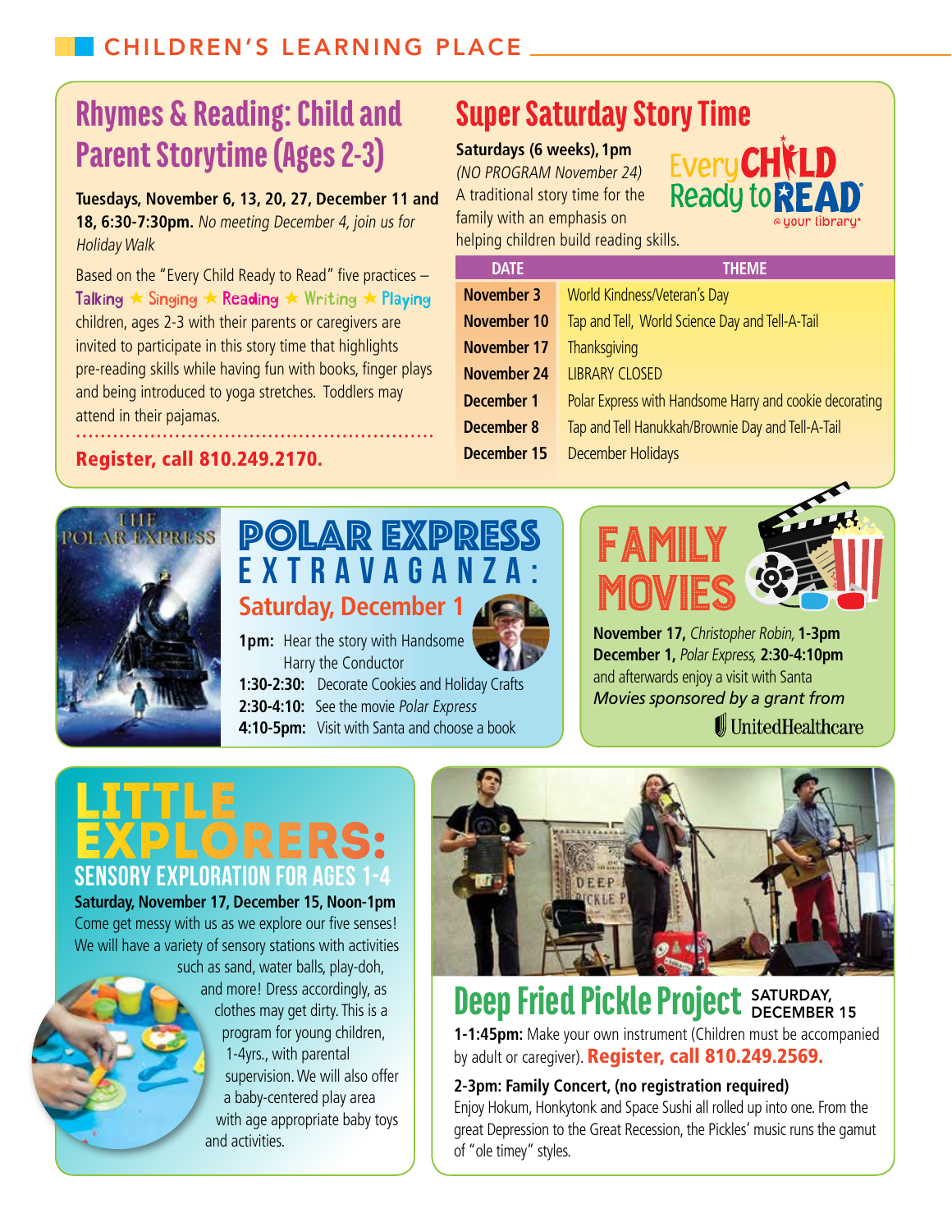# CHILDREN'S LEARNING PLACE

## Rhymes & Reading: Child and Parent Storytime (Ages 2-3)

**Tuesdays, November 6, 13, 20, 27, December 11 and 18, 6:30-7:30pm.** *No meeting December 4, join us for Holiday Walk*

Based on the "Every Child Ready to Read" five practices – Talking ★ Singing ★ Reading ★ Writing ★ Playing children, ages 2-3 with their parents or caregivers are invited to participate in this story time that highlights pre-reading skills while having fun with books, finger plays and being introduced to yoga stretches. Toddlers may attend in their pajamas.

**Register, call 810.249.2170.**

## Super Saturday Story Time

**Saturdays (6 weeks), 1pm**
*(NO PROGRAM November 24)*
A traditional story time for the family with an emphasis on helping children build reading skills.

Every CHILD Ready to READ @ your library

| DATE | THEME |
|---|---|
| November 3 | World Kindness/Veteran's Day |
| November 10 | Tap and Tell, World Science Day and Tell-A-Tail |
| November 17 | Thanksgiving |
| November 24 | LIBRARY CLOSED |
| December 1 | Polar Express with Handsome Harry and cookie decorating |
| December 8 | Tap and Tell Hanukkah/Brownie Day and Tell-A-Tail |
| December 15 | December Holidays |

## POLAR EXPRESS EXTRAVAGANZA:

### Saturday, December 1

**1pm:** Hear the story with Handsome Harry the Conductor
**1:30-2:30:** Decorate Cookies and Holiday Crafts
**2:30-4:10:** See the movie *Polar Express*
**4:10-5pm:** Visit with Santa and choose a book

## FAMILY MOVIES

**November 17,** *Christopher Robin,* **1-3pm**
**December 1,** *Polar Express,* **2:30-4:10pm**
and afterwards enjoy a visit with Santa
*Movies sponsored by a grant from* UnitedHealthcare

## LITTLE EXPLORERS: SENSORY EXPLORATION FOR AGES 1-4

**Saturday, November 17, December 15, Noon-1pm**
Come get messy with us as we explore our five senses! We will have a variety of sensory stations with activities such as sand, water balls, play-doh, and more! Dress accordingly, as clothes may get dirty. This is a program for young children, 1-4yrs., with parental supervision. We will also offer a baby-centered play area with age appropriate baby toys and activities.

## Deep Fried Pickle Project SATURDAY, DECEMBER 15

**1-1:45pm:** Make your own instrument (Children must be accompanied by adult or caregiver). **Register, call 810.249.2569.**

**2-3pm: Family Concert, (no registration required)**
Enjoy Hokum, Honkytonk and Space Sushi all rolled up into one. From the great Depression to the Great Recession, the Pickles' music runs the gamut of "ole timey" styles.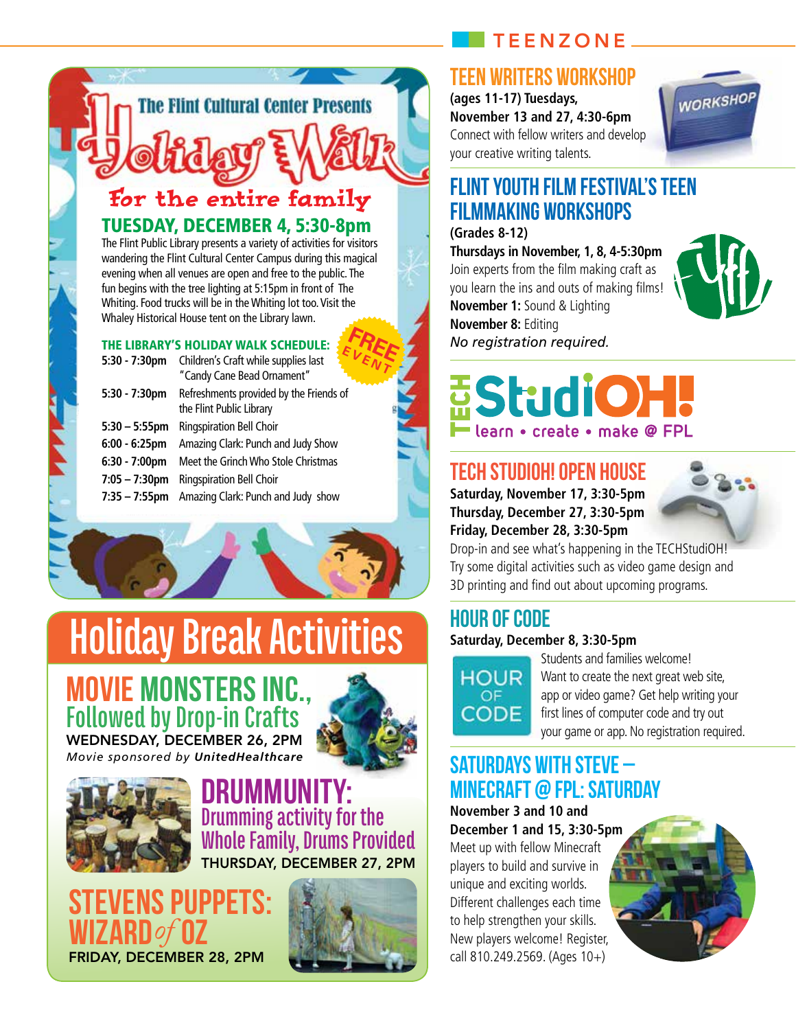The Flint Cultural Center Presents

# Holiday Walk

For the entire family

**TUESDAY, DECEMBER 4, 5:30-8pm**

The Flint Public Library presents a variety of activities for visitors wandering the Flint Cultural Center Campus during this magical evening when all venues are open and free to the public. The fun begins with the tree lighting at 5:15pm in front of The Whiting. Food trucks will be in the Whiting lot too. Visit the Whaley Historical House tent on the Library lawn.

FREE EVENT

**THE LIBRARY'S HOLIDAY WALK SCHEDULE:**

| | |
|---|---|
| **5:30 - 7:30pm** | Children's Craft while supplies last "Candy Cane Bead Ornament" |
| **5:30 - 7:30pm** | Refreshments provided by the Friends of the Flint Public Library |
| **5:30 – 5:55pm** | Ringspiration Bell Choir |
| **6:00 - 6:25pm** | Amazing Clark: Punch and Judy Show |
| **6:30 - 7:00pm** | Meet the Grinch Who Stole Christmas |
| **7:05 – 7:30pm** | Ringspiration Bell Choir |
| **7:35 – 7:55pm** | Amazing Clark: Punch and Judy show |

# Holiday Break Activities

## MOVIE MONSTERS INC., Followed by Drop-in Crafts

**WEDNESDAY, DECEMBER 26, 2PM**

*Movie sponsored by **UnitedHealthcare***

## DRUMMUNITY: Drumming activity for the Whole Family, Drums Provided

**THURSDAY, DECEMBER 27, 2PM**

## STEVENS PUPPETS: WIZARD of OZ

**FRIDAY, DECEMBER 28, 2PM**

# TEENZONE

## TEEN WRITERS WORKSHOP

**(ages 11-17) Tuesdays, November 13 and 27, 4:30-6pm**

Connect with fellow writers and develop your creative writing talents.

## FLINT YOUTH FILM FESTIVAL'S TEEN FILMMAKING WORKSHOPS

**(Grades 8-12)**

**Thursdays in November, 1, 8, 4-5:30pm**

Join experts from the film making craft as you learn the ins and outs of making films!

**November 1:** Sound & Lighting

**November 8:** Editing

*No registration required.*

TECH StudiOH! learn • create • make @ FPL

## TECH STUDIOH! OPEN HOUSE

**Saturday, November 17, 3:30-5pm**

**Thursday, December 27, 3:30-5pm**

**Friday, December 28, 3:30-5pm**

Drop-in and see what's happening in the TECHStudiOH! Try some digital activities such as video game design and 3D printing and find out about upcoming programs.

## HOUR OF CODE

**Saturday, December 8, 3:30-5pm**

Students and families welcome! Want to create the next great web site, app or video game? Get help writing your first lines of computer code and try out your game or app. No registration required.

## SATURDAYS WITH STEVE – MINECRAFT @ FPL: SATURDAY

**November 3 and 10 and December 1 and 15, 3:30-5pm**

Meet up with fellow Minecraft players to build and survive in unique and exciting worlds. Different challenges each time to help strengthen your skills. New players welcome! Register, call 810.249.2569. (Ages 10+)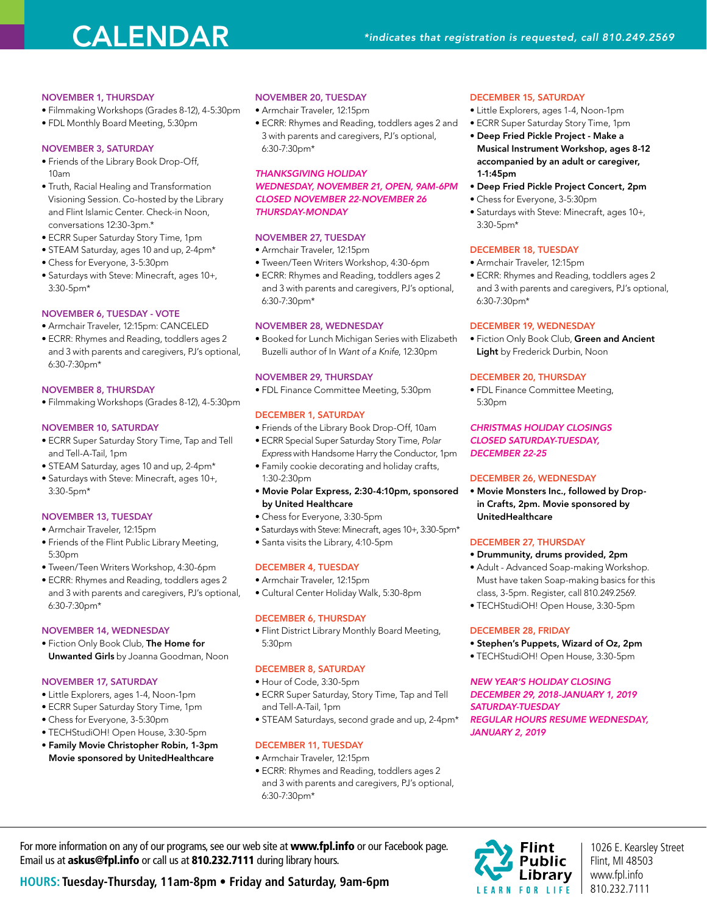# CALENDAR

*\*indicates that registration is requested, call 810.249.2569*

### NOVEMBER 1, THURSDAY

- Filmmaking Workshops (Grades 8-12), 4-5:30pm
- FDL Monthly Board Meeting, 5:30pm

### NOVEMBER 3, SATURDAY

- Friends of the Library Book Drop-Off, 10am
- Truth, Racial Healing and Transformation Visioning Session. Co-hosted by the Library and Flint Islamic Center. Check-in Noon, conversations 12:30-3pm.*
- ECRR Super Saturday Story Time, 1pm
- STEAM Saturday, ages 10 and up, 2-4pm*
- Chess for Everyone, 3-5:30pm
- Saturdays with Steve: Minecraft, ages 10+, 3:30-5pm*

### NOVEMBER 6, TUESDAY - VOTE

- Armchair Traveler, 12:15pm: CANCELED
- ECRR: Rhymes and Reading, toddlers ages 2 and 3 with parents and caregivers, PJ's optional, 6:30-7:30pm*

### NOVEMBER 8, THURSDAY

- Filmmaking Workshops (Grades 8-12), 4-5:30pm

### NOVEMBER 10, SATURDAY

- ECRR Super Saturday Story Time, Tap and Tell and Tell-A-Tail, 1pm
- STEAM Saturday, ages 10 and up, 2-4pm*
- Saturdays with Steve: Minecraft, ages 10+, 3:30-5pm*

### NOVEMBER 13, TUESDAY

- Armchair Traveler, 12:15pm
- Friends of the Flint Public Library Meeting, 5:30pm
- Tween/Teen Writers Workshop, 4:30-6pm
- ECRR: Rhymes and Reading, toddlers ages 2 and 3 with parents and caregivers, PJ's optional, 6:30-7:30pm*

### NOVEMBER 14, WEDNESDAY

- Fiction Only Book Club, **The Home for Unwanted Girls** by Joanna Goodman, Noon

### NOVEMBER 17, SATURDAY

- Little Explorers, ages 1-4, Noon-1pm
- ECRR Super Saturday Story Time, 1pm
- Chess for Everyone, 3-5:30pm
- TECHStudiOH! Open House, 3:30-5pm
- **Family Movie Christopher Robin, 1-3pm Movie sponsored by UnitedHealthcare**

### NOVEMBER 20, TUESDAY

- Armchair Traveler, 12:15pm
- ECRR: Rhymes and Reading, toddlers ages 2 and 3 with parents and caregivers, PJ's optional, 6:30-7:30pm*

### *THANKSGIVING HOLIDAY*

***WEDNESDAY, NOVEMBER 21, OPEN, 9AM-6PM***

***CLOSED NOVEMBER 22-NOVEMBER 26 THURSDAY-MONDAY***

### NOVEMBER 27, TUESDAY

- Armchair Traveler, 12:15pm
- Tween/Teen Writers Workshop, 4:30-6pm
- ECRR: Rhymes and Reading, toddlers ages 2 and 3 with parents and caregivers, PJ's optional, 6:30-7:30pm*

### NOVEMBER 28, WEDNESDAY

- Booked for Lunch Michigan Series with Elizabeth Buzelli author of In *Want of a Knife*, 12:30pm

### NOVEMBER 29, THURSDAY

- FDL Finance Committee Meeting, 5:30pm

### DECEMBER 1, SATURDAY

- Friends of the Library Book Drop-Off, 10am
- ECRR Special Super Saturday Story Time, *Polar Express* with Handsome Harry the Conductor, 1pm
- Family cookie decorating and holiday crafts, 1:30-2:30pm
- **Movie Polar Express, 2:30-4:10pm, sponsored by United Healthcare**
- Chess for Everyone, 3:30-5pm
- Saturdays with Steve: Minecraft, ages 10+, 3:30-5pm*
- Santa visits the Library, 4:10-5pm

### DECEMBER 4, TUESDAY

- Armchair Traveler, 12:15pm
- Cultural Center Holiday Walk, 5:30-8pm

### DECEMBER 6, THURSDAY

- Flint District Library Monthly Board Meeting, 5:30pm

### DECEMBER 8, SATURDAY

- Hour of Code, 3:30-5pm
- ECRR Super Saturday, Story Time, Tap and Tell and Tell-A-Tail, 1pm
- STEAM Saturdays, second grade and up, 2-4pm*

### DECEMBER 11, TUESDAY

- Armchair Traveler, 12:15pm
- ECRR: Rhymes and Reading, toddlers ages 2 and 3 with parents and caregivers, PJ's optional, 6:30-7:30pm*

### DECEMBER 15, SATURDAY

- Little Explorers, ages 1-4, Noon-1pm
- ECRR Super Saturday Story Time, 1pm
- **Deep Fried Pickle Project - Make a Musical Instrument Workshop, ages 8-12 accompanied by an adult or caregiver, 1-1:45pm**
- **Deep Fried Pickle Project Concert, 2pm**
- Chess for Everyone, 3-5:30pm
- Saturdays with Steve: Minecraft, ages 10+, 3:30-5pm*

### DECEMBER 18, TUESDAY

- Armchair Traveler, 12:15pm
- ECRR: Rhymes and Reading, toddlers ages 2 and 3 with parents and caregivers, PJ's optional, 6:30-7:30pm*

### DECEMBER 19, WEDNESDAY

- Fiction Only Book Club, **Green and Ancient Light** by Frederick Durbin, Noon

### DECEMBER 20, THURSDAY

- FDL Finance Committee Meeting, 5:30pm

### *CHRISTMAS HOLIDAY CLOSINGS*

***CLOSED SATURDAY-TUESDAY, DECEMBER 22-25***

### DECEMBER 26, WEDNESDAY

- **Movie Monsters Inc., followed by Drop-in Crafts, 2pm. Movie sponsored by UnitedHealthcare**

### DECEMBER 27, THURSDAY

- **Drummunity, drums provided, 2pm**
- Adult - Advanced Soap-making Workshop. Must have taken Soap-making basics for this class, 3-5pm. Register, call 810.249.2569.
- TECHStudiOH! Open House, 3:30-5pm

### DECEMBER 28, FRIDAY

- **Stephen's Puppets, Wizard of Oz, 2pm**
- TECHStudiOH! Open House, 3:30-5pm

### *NEW YEAR'S HOLIDAY CLOSING*

***DECEMBER 29, 2018-JANUARY 1, 2019 SATURDAY-TUESDAY***

***REGULAR HOURS RESUME WEDNESDAY, JANUARY 2, 2019***

---

For more information on any of our programs, see our web site at **www.fpl.info** or our Facebook page. Email us at **askus@fpl.info** or call us at **810.232.7111** during library hours.

**HOURS: Tuesday-Thursday, 11am-8pm • Friday and Saturday, 9am-6pm**

**Flint Public Library**
LEARN FOR LIFE

1026 E. Kearsley Street
Flint, MI 48503
www.fpl.info
810.232.7111